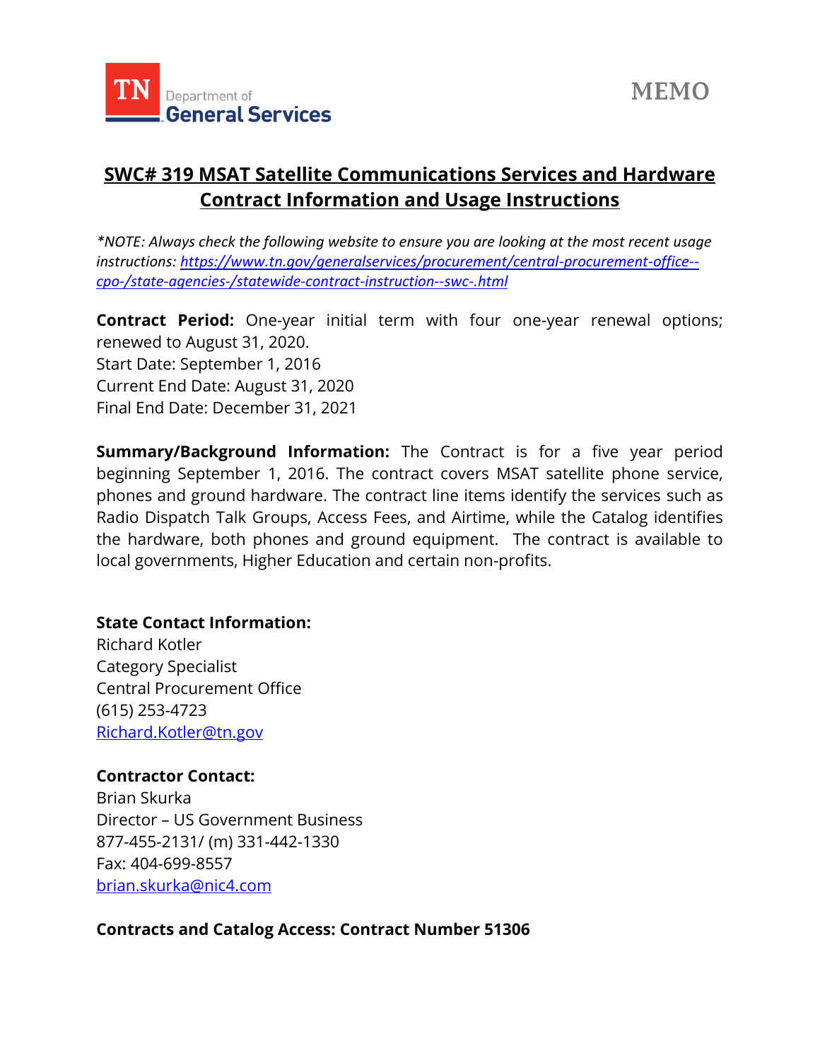TN Department of General Services

MEMO

# SWC# 319 MSAT Satellite Communications Services and Hardware Contract Information and Usage Instructions

*\*NOTE: Always check the following website to ensure you are looking at the most recent usage instructions: [https://www.tn.gov/generalservices/procurement/central-procurement-office--cpo-/state-agencies-/statewide-contract-instruction--swc-.html](https://www.tn.gov/generalservices/procurement/central-procurement-office--cpo-/state-agencies-/statewide-contract-instruction--swc-.html)*

**Contract Period:** One-year initial term with four one-year renewal options; renewed to August 31, 2020.
Start Date: September 1, 2016
Current End Date: August 31, 2020
Final End Date: December 31, 2021

**Summary/Background Information:** The Contract is for a five year period beginning September 1, 2016. The contract covers MSAT satellite phone service, phones and ground hardware. The contract line items identify the services such as Radio Dispatch Talk Groups, Access Fees, and Airtime, while the Catalog identifies the hardware, both phones and ground equipment. The contract is available to local governments, Higher Education and certain non-profits.

**State Contact Information:**
Richard Kotler
Category Specialist
Central Procurement Office
(615) 253-4723
[Richard.Kotler@tn.gov](mailto:Richard.Kotler@tn.gov)

**Contractor Contact:**
Brian Skurka
Director – US Government Business
877-455-2131/ (m) 331-442-1330
Fax: 404-699-8557
[brian.skurka@nic4.com](mailto:brian.skurka@nic4.com)

**Contracts and Catalog Access: Contract Number 51306**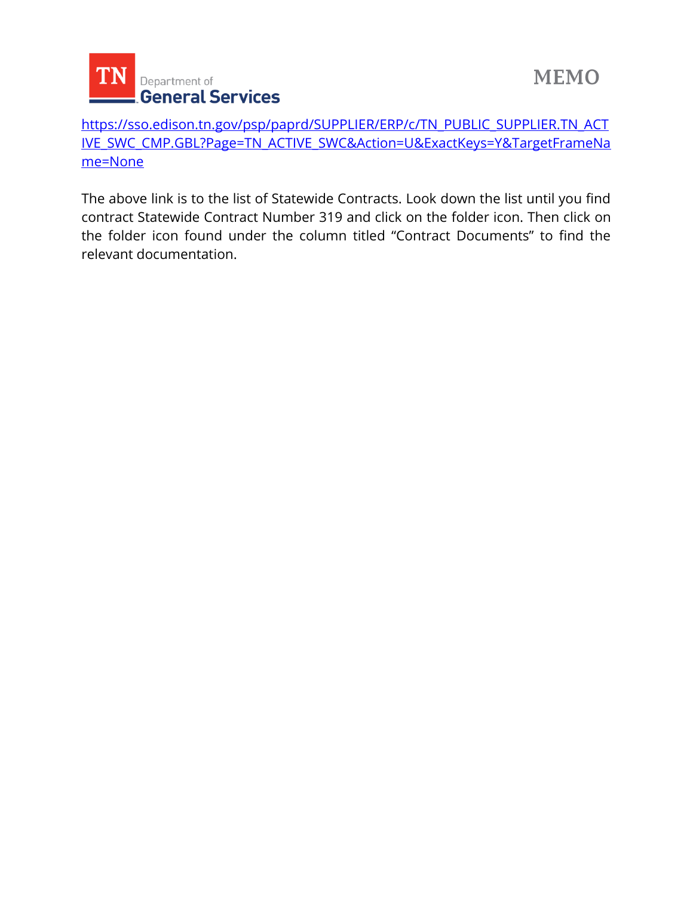https://sso.edison.tn.gov/psp/paprd/SUPPLIER/ERP/c/TN_PUBLIC_SUPPLIER.TN_ACTIVE_SWC_CMP.GBL?Page=TN_ACTIVE_SWC&Action=U&ExactKeys=Y&TargetFrameName=None

The above link is to the list of Statewide Contracts. Look down the list until you find contract Statewide Contract Number 319 and click on the folder icon. Then click on the folder icon found under the column titled "Contract Documents" to find the relevant documentation.